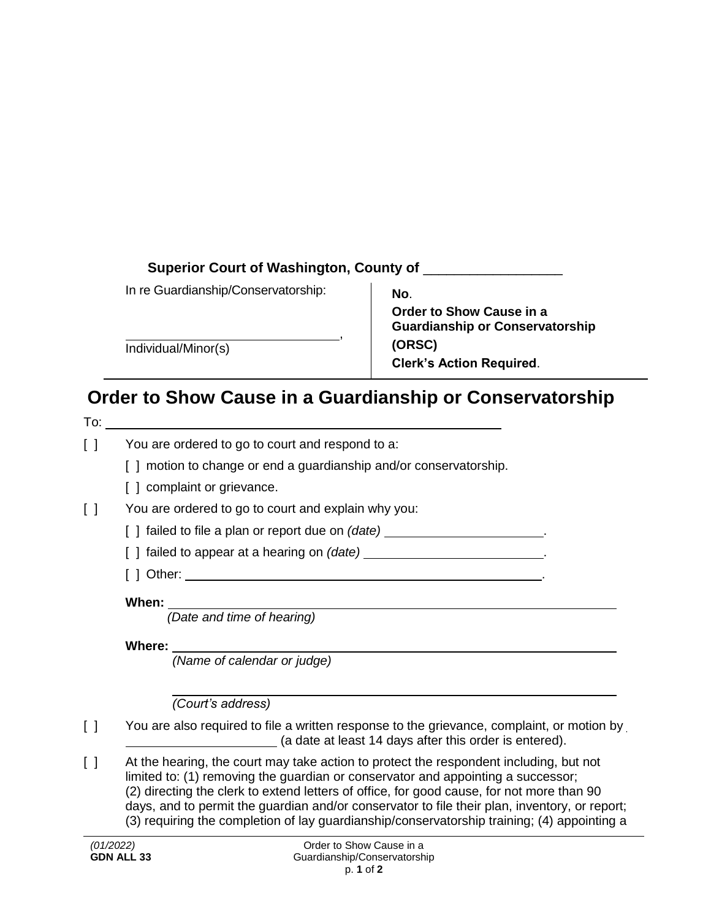**Superior Court of Washington, County of** __________________

| | |
|---|---|
| In re Guardianship/Conservatorship:<br><br>_______________________________,<br>Individual/Minor(s) | **No**.<br>**Order to Show Cause in a Guardianship or Conservatorship (ORSC)**<br>**Clerk's Action Required**. |

# Order to Show Cause in a Guardianship or Conservatorship

To: ____________________________________________

[ ] You are ordered to go to court and respond to a:

- [ ] motion to change or end a guardianship and/or conservatorship.
- [ ] complaint or grievance.

[ ] You are ordered to go to court and explain why you:

- [ ] failed to file a plan or report due on *(date)* ______________________.
- [ ] failed to appear at a hearing on *(date)* _________________________.
- [ ] Other: ______________________________________________.

**When:** ______________________________________________
*(Date and time of hearing)*

**Where:** ______________________________________________
*(Name of calendar or judge)*

______________________________________________
*(Court's address)*

[ ] You are also required to file a written response to the grievance, complaint, or motion by ______________________ (a date at least 14 days after this order is entered).

[ ] At the hearing, the court may take action to protect the respondent including, but not limited to: (1) removing the guardian or conservator and appointing a successor; (2) directing the clerk to extend letters of office, for good cause, for not more than 90 days, and to permit the guardian and/or conservator to file their plan, inventory, or report; (3) requiring the completion of lay guardianship/conservatorship training; (4) appointing a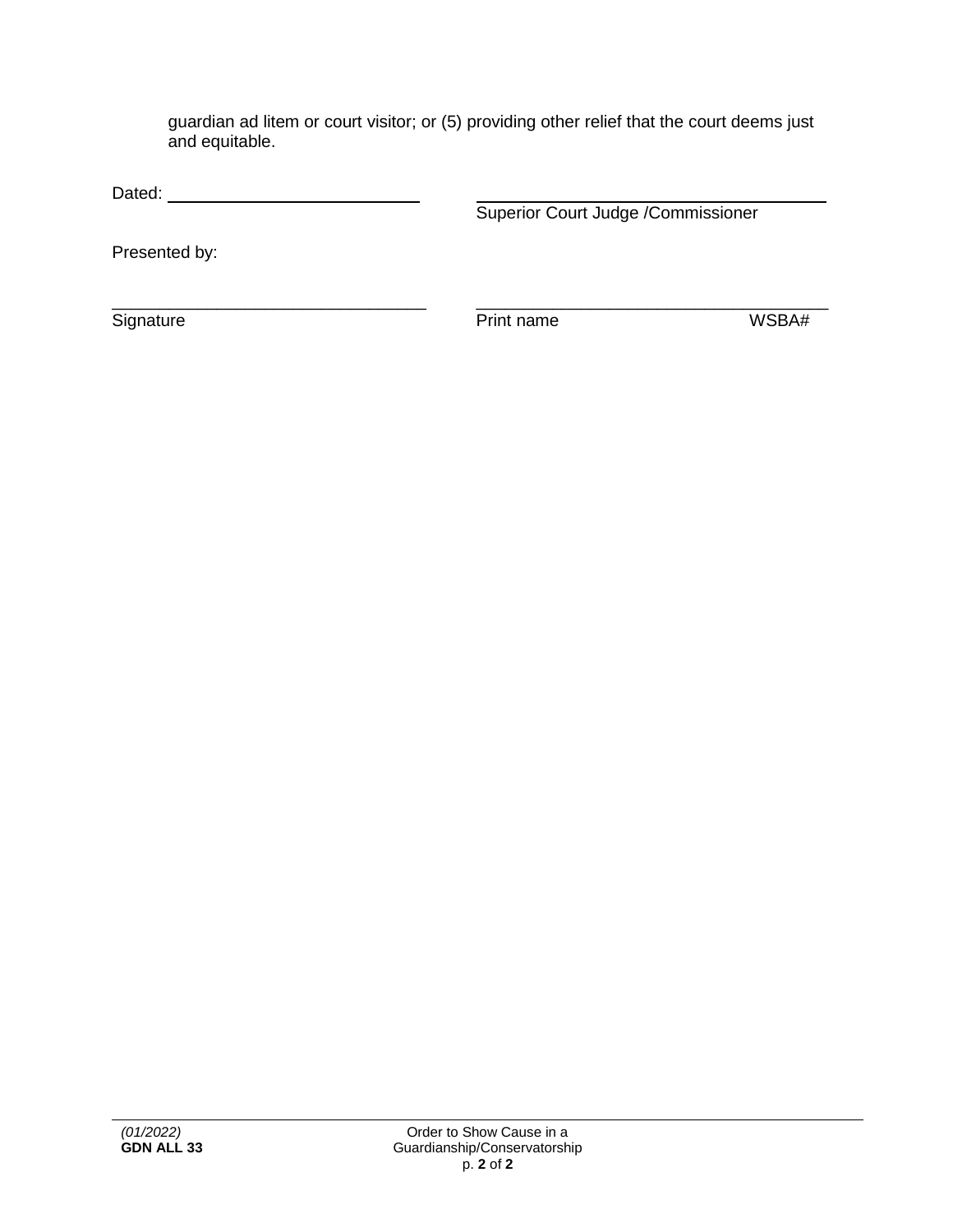guardian ad litem or court visitor; or (5) providing other relief that the court deems just and equitable.

Dated: ____________________________ ____________________________________
Superior Court Judge /Commissioner

Presented by:

_________________________________ _____________________________________
Signature Print name WSBA#